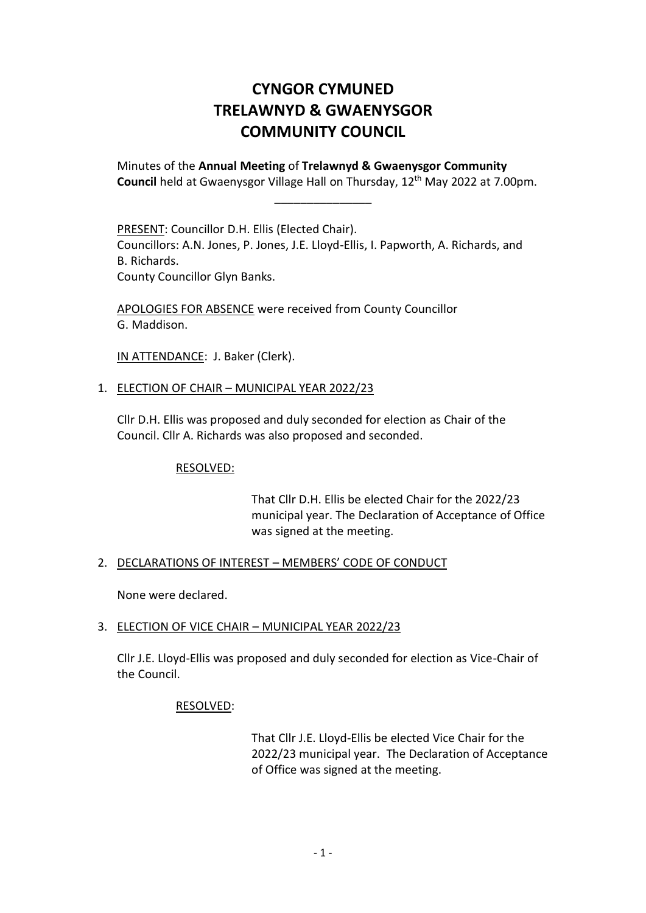# CYNGOR CYMUNED TRELAWNYD & GWAENYSGOR COMMUNITY COUNCIL

Minutes of the **Annual Meeting** of **Trelawnyd & Gwaenysgor Community Council** held at Gwaenysgor Village Hall on Thursday, 12th May 2022 at 7.00pm.

---

PRESENT: Councillor D.H. Ellis (Elected Chair).
Councillors: A.N. Jones, P. Jones, J.E. Lloyd-Ellis, I. Papworth, A. Richards, and B. Richards.
County Councillor Glyn Banks.

APOLOGIES FOR ABSENCE were received from County Councillor G. Maddison.

IN ATTENDANCE: J. Baker (Clerk).

1. ELECTION OF CHAIR – MUNICIPAL YEAR 2022/23

   Cllr D.H. Ellis was proposed and duly seconded for election as Chair of the Council. Cllr A. Richards was also proposed and seconded.

   RESOLVED:

   That Cllr D.H. Ellis be elected Chair for the 2022/23 municipal year. The Declaration of Acceptance of Office was signed at the meeting.

2. DECLARATIONS OF INTEREST – MEMBERS' CODE OF CONDUCT

   None were declared.

3. ELECTION OF VICE CHAIR – MUNICIPAL YEAR 2022/23

   Cllr J.E. Lloyd-Ellis was proposed and duly seconded for election as Vice-Chair of the Council.

   RESOLVED:

   That Cllr J.E. Lloyd-Ellis be elected Vice Chair for the 2022/23 municipal year. The Declaration of Acceptance of Office was signed at the meeting.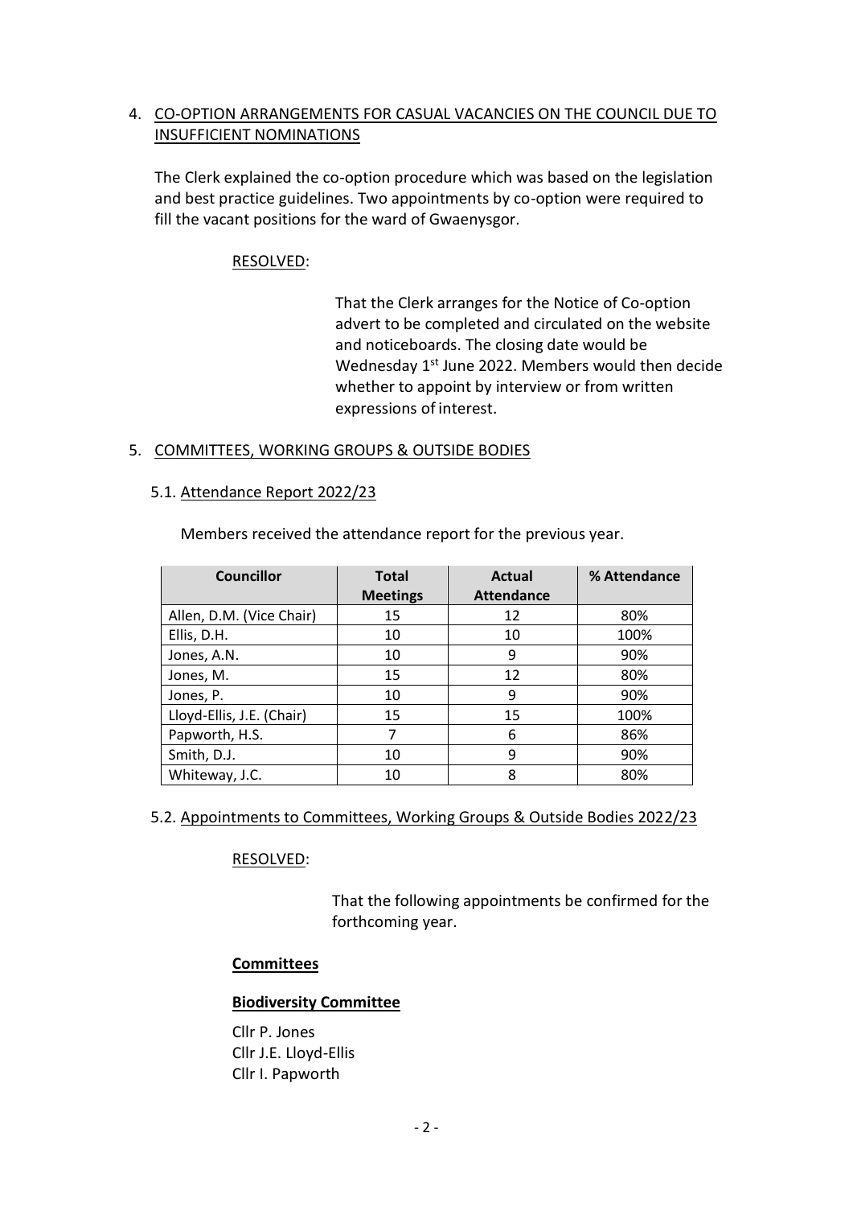## 4. CO-OPTION ARRANGEMENTS FOR CASUAL VACANCIES ON THE COUNCIL DUE TO INSUFFICIENT NOMINATIONS

The Clerk explained the co-option procedure which was based on the legislation and best practice guidelines. Two appointments by co-option were required to fill the vacant positions for the ward of Gwaenysgor.

RESOLVED:

That the Clerk arranges for the Notice of Co-option advert to be completed and circulated on the website and noticeboards. The closing date would be Wednesday 1st June 2022. Members would then decide whether to appoint by interview or from written expressions of interest.

## 5. COMMITTEES, WORKING GROUPS & OUTSIDE BODIES

### 5.1. Attendance Report 2022/23

Members received the attendance report for the previous year.

| Councillor | Total Meetings | Actual Attendance | % Attendance |
|---|---|---|---|
| Allen, D.M. (Vice Chair) | 15 | 12 | 80% |
| Ellis, D.H. | 10 | 10 | 100% |
| Jones, A.N. | 10 | 9 | 90% |
| Jones, M. | 15 | 12 | 80% |
| Jones, P. | 10 | 9 | 90% |
| Lloyd-Ellis, J.E. (Chair) | 15 | 15 | 100% |
| Papworth, H.S. | 7 | 6 | 86% |
| Smith, D.J. | 10 | 9 | 90% |
| Whiteway, J.C. | 10 | 8 | 80% |

### 5.2. Appointments to Committees, Working Groups & Outside Bodies 2022/23

RESOLVED:

That the following appointments be confirmed for the forthcoming year.

**Committees**

**Biodiversity Committee**

Cllr P. Jones
Cllr J.E. Lloyd-Ellis
Cllr I. Papworth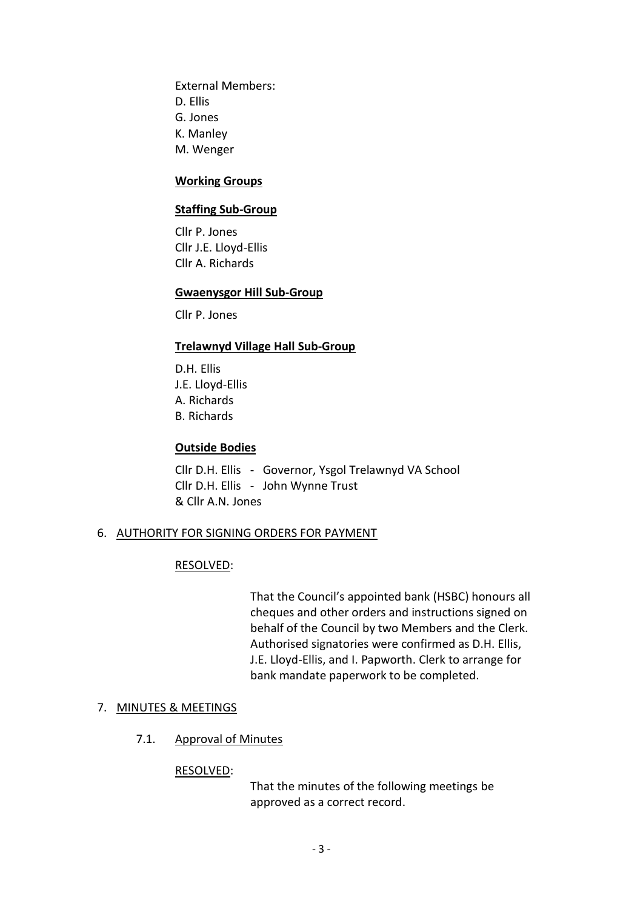External Members:
D. Ellis
G. Jones
K. Manley
M. Wenger

**Working Groups**

**Staffing Sub-Group**

Cllr P. Jones
Cllr J.E. Lloyd-Ellis
Cllr A. Richards

**Gwaenysgor Hill Sub-Group**

Cllr P. Jones

**Trelawnyd Village Hall Sub-Group**

D.H. Ellis
J.E. Lloyd-Ellis
A. Richards
B. Richards

**Outside Bodies**

Cllr D.H. Ellis - Governor, Ysgol Trelawnyd VA School
Cllr D.H. Ellis - John Wynne Trust
& Cllr A.N. Jones

6. AUTHORITY FOR SIGNING ORDERS FOR PAYMENT

RESOLVED:

That the Council's appointed bank (HSBC) honours all cheques and other orders and instructions signed on behalf of the Council by two Members and the Clerk. Authorised signatories were confirmed as D.H. Ellis, J.E. Lloyd-Ellis, and I. Papworth. Clerk to arrange for bank mandate paperwork to be completed.

7. MINUTES & MEETINGS

7.1. Approval of Minutes

RESOLVED:

That the minutes of the following meetings be approved as a correct record.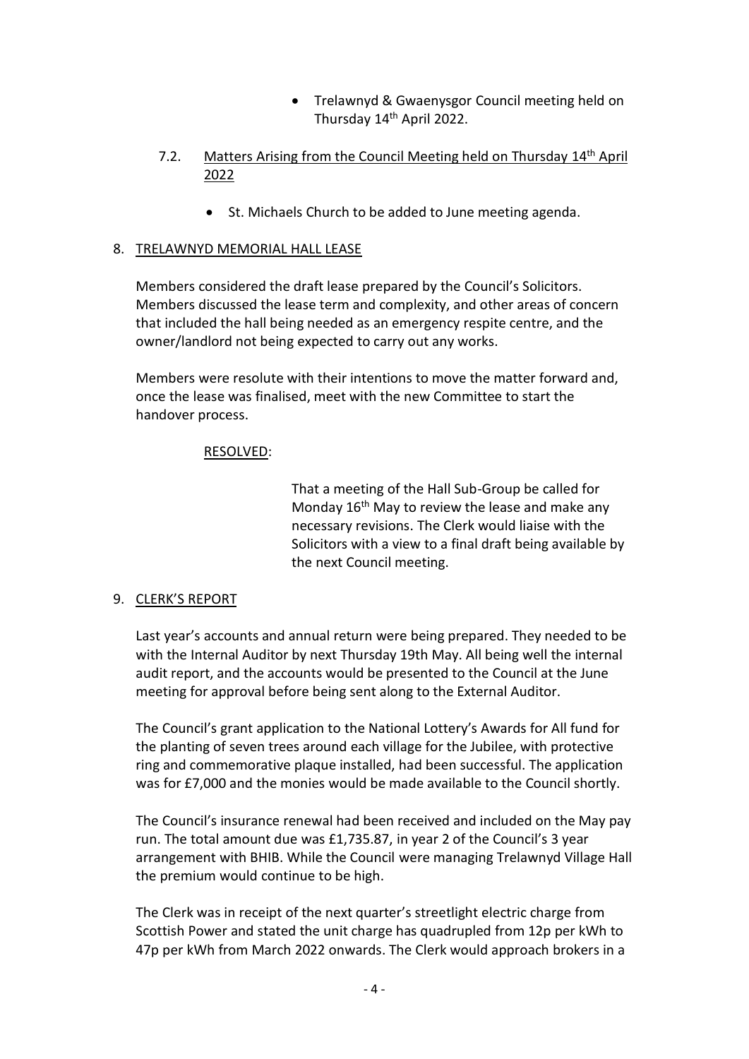- Trelawnyd & Gwaenysgor Council meeting held on Thursday 14th April 2022.

7.2. Matters Arising from the Council Meeting held on Thursday 14th April 2022

- St. Michaels Church to be added to June meeting agenda.

## 8. TRELAWNYD MEMORIAL HALL LEASE

Members considered the draft lease prepared by the Council's Solicitors. Members discussed the lease term and complexity, and other areas of concern that included the hall being needed as an emergency respite centre, and the owner/landlord not being expected to carry out any works.

Members were resolute with their intentions to move the matter forward and, once the lease was finalised, meet with the new Committee to start the handover process.

RESOLVED:

That a meeting of the Hall Sub-Group be called for Monday 16th May to review the lease and make any necessary revisions. The Clerk would liaise with the Solicitors with a view to a final draft being available by the next Council meeting.

## 9. CLERK'S REPORT

Last year's accounts and annual return were being prepared. They needed to be with the Internal Auditor by next Thursday 19th May. All being well the internal audit report, and the accounts would be presented to the Council at the June meeting for approval before being sent along to the External Auditor.

The Council's grant application to the National Lottery's Awards for All fund for the planting of seven trees around each village for the Jubilee, with protective ring and commemorative plaque installed, had been successful. The application was for £7,000 and the monies would be made available to the Council shortly.

The Council's insurance renewal had been received and included on the May pay run. The total amount due was £1,735.87, in year 2 of the Council's 3 year arrangement with BHIB. While the Council were managing Trelawnyd Village Hall the premium would continue to be high.

The Clerk was in receipt of the next quarter's streetlight electric charge from Scottish Power and stated the unit charge has quadrupled from 12p per kWh to 47p per kWh from March 2022 onwards. The Clerk would approach brokers in a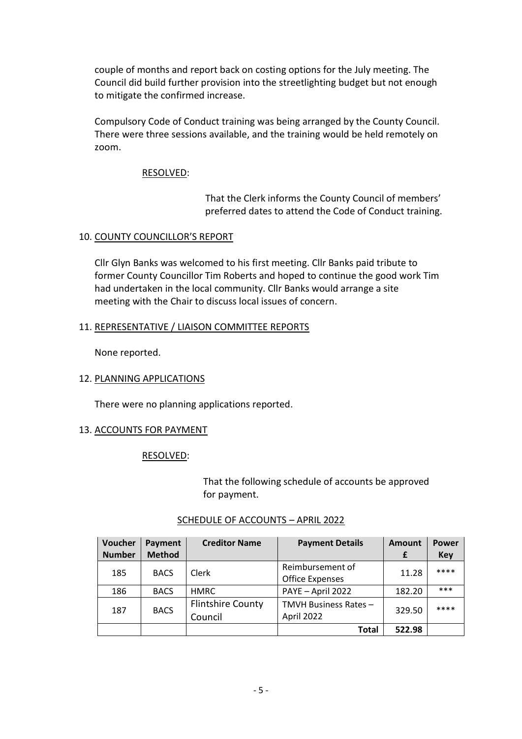couple of months and report back on costing options for the July meeting. The Council did build further provision into the streetlighting budget but not enough to mitigate the confirmed increase.

Compulsory Code of Conduct training was being arranged by the County Council. There were three sessions available, and the training would be held remotely on zoom.

RESOLVED:

That the Clerk informs the County Council of members' preferred dates to attend the Code of Conduct training.

## 10. COUNTY COUNCILLOR'S REPORT

Cllr Glyn Banks was welcomed to his first meeting. Cllr Banks paid tribute to former County Councillor Tim Roberts and hoped to continue the good work Tim had undertaken in the local community. Cllr Banks would arrange a site meeting with the Chair to discuss local issues of concern.

## 11. REPRESENTATIVE / LIAISON COMMITTEE REPORTS

None reported.

## 12. PLANNING APPLICATIONS

There were no planning applications reported.

## 13. ACCOUNTS FOR PAYMENT

RESOLVED:

That the following schedule of accounts be approved for payment.

SCHEDULE OF ACCOUNTS – APRIL 2022

| Voucher Number | Payment Method | Creditor Name | Payment Details | Amount £ | Power Key |
|---|---|---|---|---|---|
| 185 | BACS | Clerk | Reimbursement of Office Expenses | 11.28 | **** |
| 186 | BACS | HMRC | PAYE – April 2022 | 182.20 | *** |
| 187 | BACS | Flintshire County Council | TMVH Business Rates – April 2022 | 329.50 | **** |
| | | | **Total** | **522.98** | |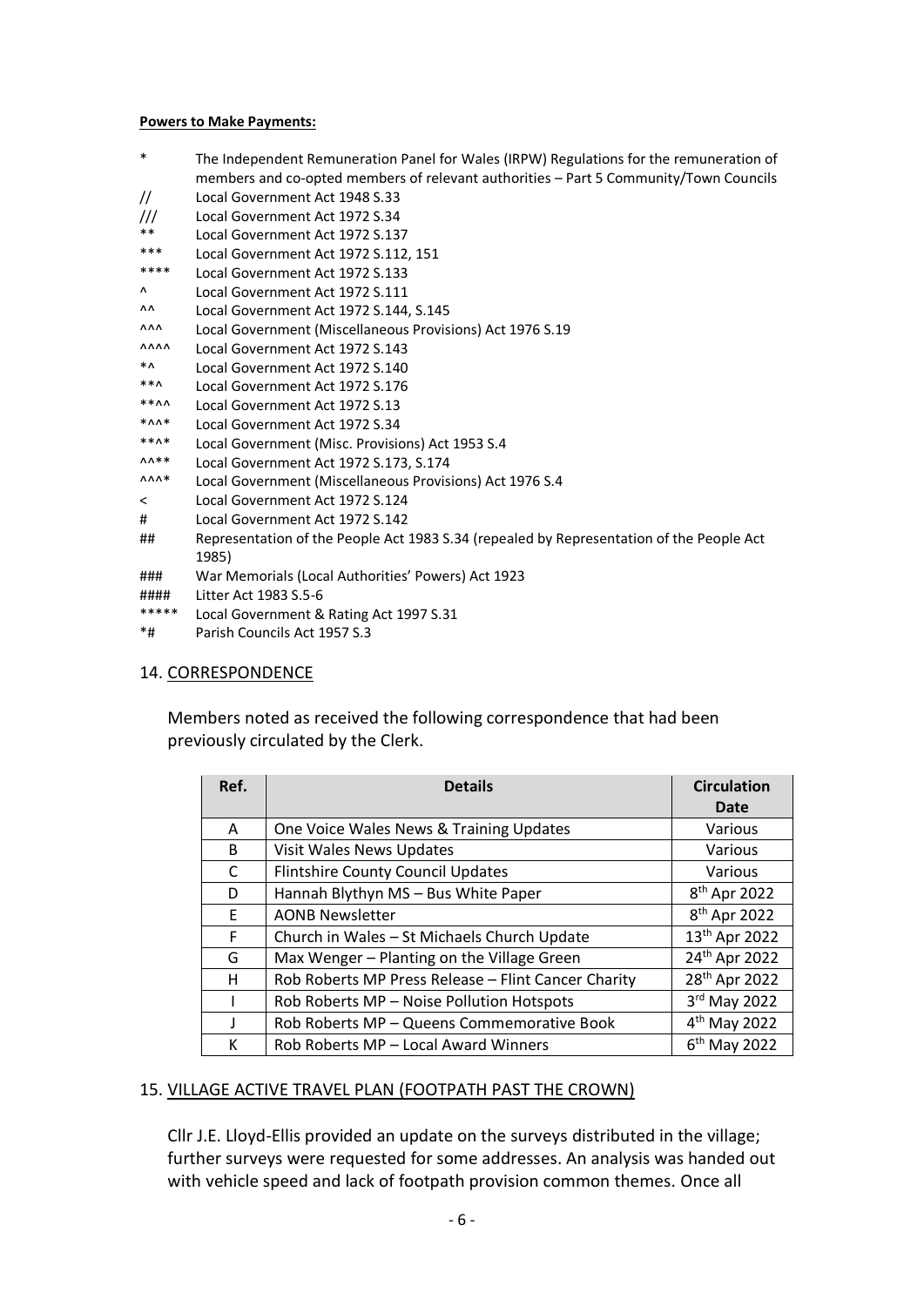**Powers to Make Payments:**

| | |
|---|---|
| * | The Independent Remuneration Panel for Wales (IRPW) Regulations for the remuneration of members and co-opted members of relevant authorities – Part 5 Community/Town Councils |
| // | Local Government Act 1948 S.33 |
| /// | Local Government Act 1972 S.34 |
| ** | Local Government Act 1972 S.137 |
| *** | Local Government Act 1972 S.112, 151 |
| **** | Local Government Act 1972 S.133 |
| ^ | Local Government Act 1972 S.111 |
| ^^ | Local Government Act 1972 S.144, S.145 |
| ^^^ | Local Government (Miscellaneous Provisions) Act 1976 S.19 |
| ^^^^ | Local Government Act 1972 S.143 |
| *^ | Local Government Act 1972 S.140 |
| **^ | Local Government Act 1972 S.176 |
| **^^ | Local Government Act 1972 S.13 |
| *^^* | Local Government Act 1972 S.34 |
| **^* | Local Government (Misc. Provisions) Act 1953 S.4 |
| ^^** | Local Government Act 1972 S.173, S.174 |
| ^^^* | Local Government (Miscellaneous Provisions) Act 1976 S.4 |
| < | Local Government Act 1972 S.124 |
| # | Local Government Act 1972 S.142 |
| ## | Representation of the People Act 1983 S.34 (repealed by Representation of the People Act 1985) |
| ### | War Memorials (Local Authorities' Powers) Act 1923 |
| #### | Litter Act 1983 S.5-6 |
| ***** | Local Government & Rating Act 1997 S.31 |
| *# | Parish Councils Act 1957 S.3 |

## 14. CORRESPONDENCE

Members noted as received the following correspondence that had been previously circulated by the Clerk.

| Ref. | Details | Circulation Date |
|---|---|---|
| A | One Voice Wales News & Training Updates | Various |
| B | Visit Wales News Updates | Various |
| C | Flintshire County Council Updates | Various |
| D | Hannah Blythyn MS – Bus White Paper | 8th Apr 2022 |
| E | AONB Newsletter | 8th Apr 2022 |
| F | Church in Wales – St Michaels Church Update | 13th Apr 2022 |
| G | Max Wenger – Planting on the Village Green | 24th Apr 2022 |
| H | Rob Roberts MP Press Release – Flint Cancer Charity | 28th Apr 2022 |
| I | Rob Roberts MP – Noise Pollution Hotspots | 3rd May 2022 |
| J | Rob Roberts MP – Queens Commemorative Book | 4th May 2022 |
| K | Rob Roberts MP – Local Award Winners | 6th May 2022 |

## 15. VILLAGE ACTIVE TRAVEL PLAN (FOOTPATH PAST THE CROWN)

Cllr J.E. Lloyd-Ellis provided an update on the surveys distributed in the village; further surveys were requested for some addresses. An analysis was handed out with vehicle speed and lack of footpath provision common themes. Once all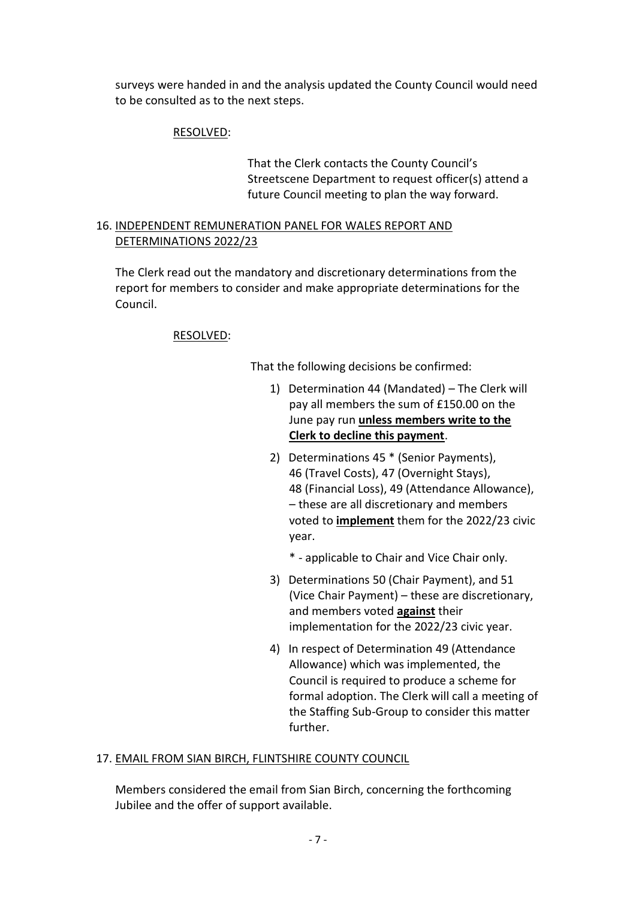surveys were handed in and the analysis updated the County Council would need to be consulted as to the next steps.

RESOLVED:

That the Clerk contacts the County Council's Streetscene Department to request officer(s) attend a future Council meeting to plan the way forward.

16. INDEPENDENT REMUNERATION PANEL FOR WALES REPORT AND DETERMINATIONS 2022/23

The Clerk read out the mandatory and discretionary determinations from the report for members to consider and make appropriate determinations for the Council.

RESOLVED:

That the following decisions be confirmed:

1) Determination 44 (Mandated) – The Clerk will pay all members the sum of £150.00 on the June pay run **unless members write to the Clerk to decline this payment**.

2) Determinations 45 * (Senior Payments), 46 (Travel Costs), 47 (Overnight Stays), 48 (Financial Loss), 49 (Attendance Allowance), – these are all discretionary and members voted to **implement** them for the 2022/23 civic year.

   * - applicable to Chair and Vice Chair only.

3) Determinations 50 (Chair Payment), and 51 (Vice Chair Payment) – these are discretionary, and members voted **against** their implementation for the 2022/23 civic year.

4) In respect of Determination 49 (Attendance Allowance) which was implemented, the Council is required to produce a scheme for formal adoption. The Clerk will call a meeting of the Staffing Sub-Group to consider this matter further.

17. EMAIL FROM SIAN BIRCH, FLINTSHIRE COUNTY COUNCIL

Members considered the email from Sian Birch, concerning the forthcoming Jubilee and the offer of support available.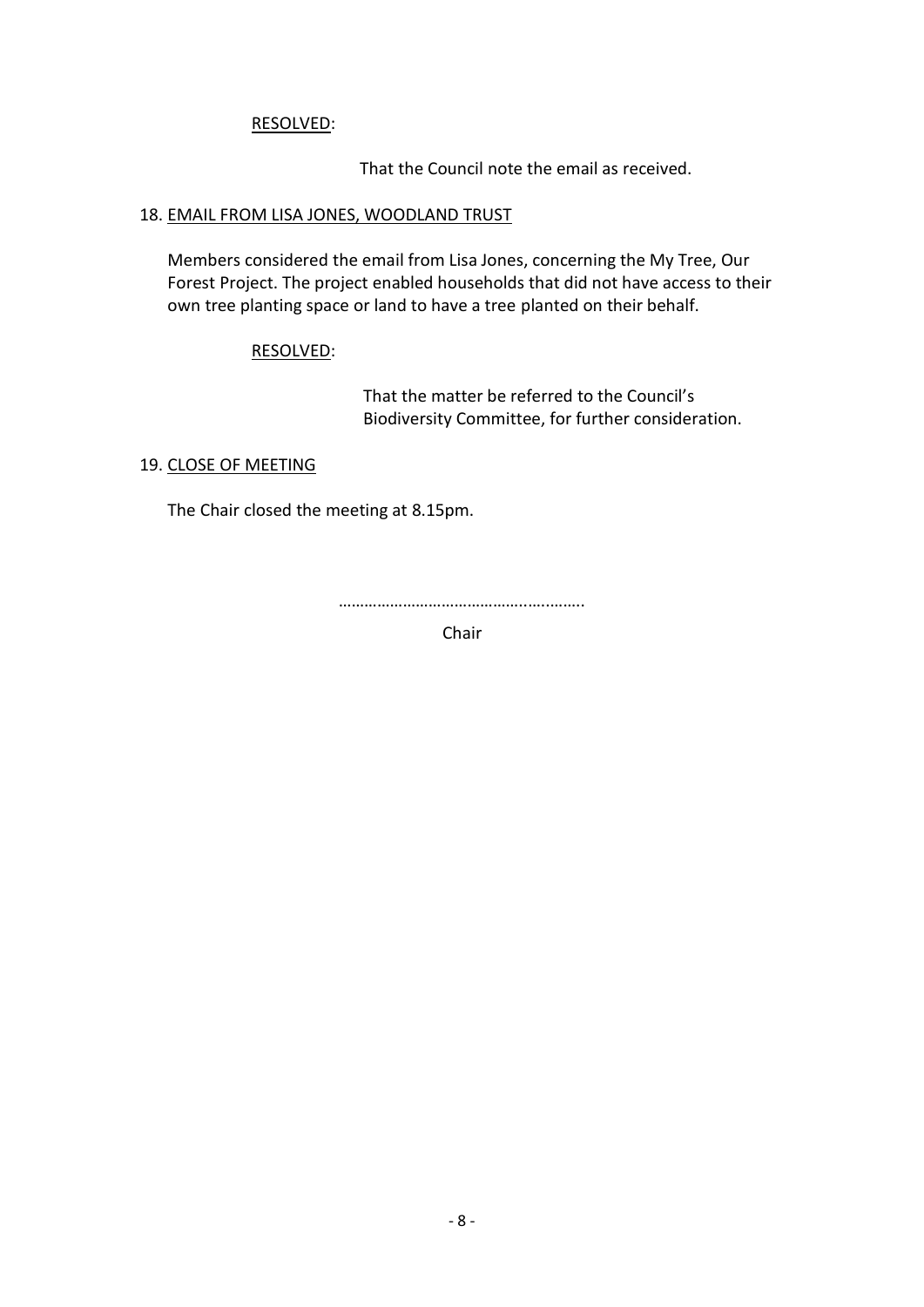RESOLVED:

That the Council note the email as received.

18. EMAIL FROM LISA JONES, WOODLAND TRUST

Members considered the email from Lisa Jones, concerning the My Tree, Our Forest Project. The project enabled households that did not have access to their own tree planting space or land to have a tree planted on their behalf.

RESOLVED:

That the matter be referred to the Council's Biodiversity Committee, for further consideration.

19. CLOSE OF MEETING

The Chair closed the meeting at 8.15pm.

……………………………………..………..

Chair